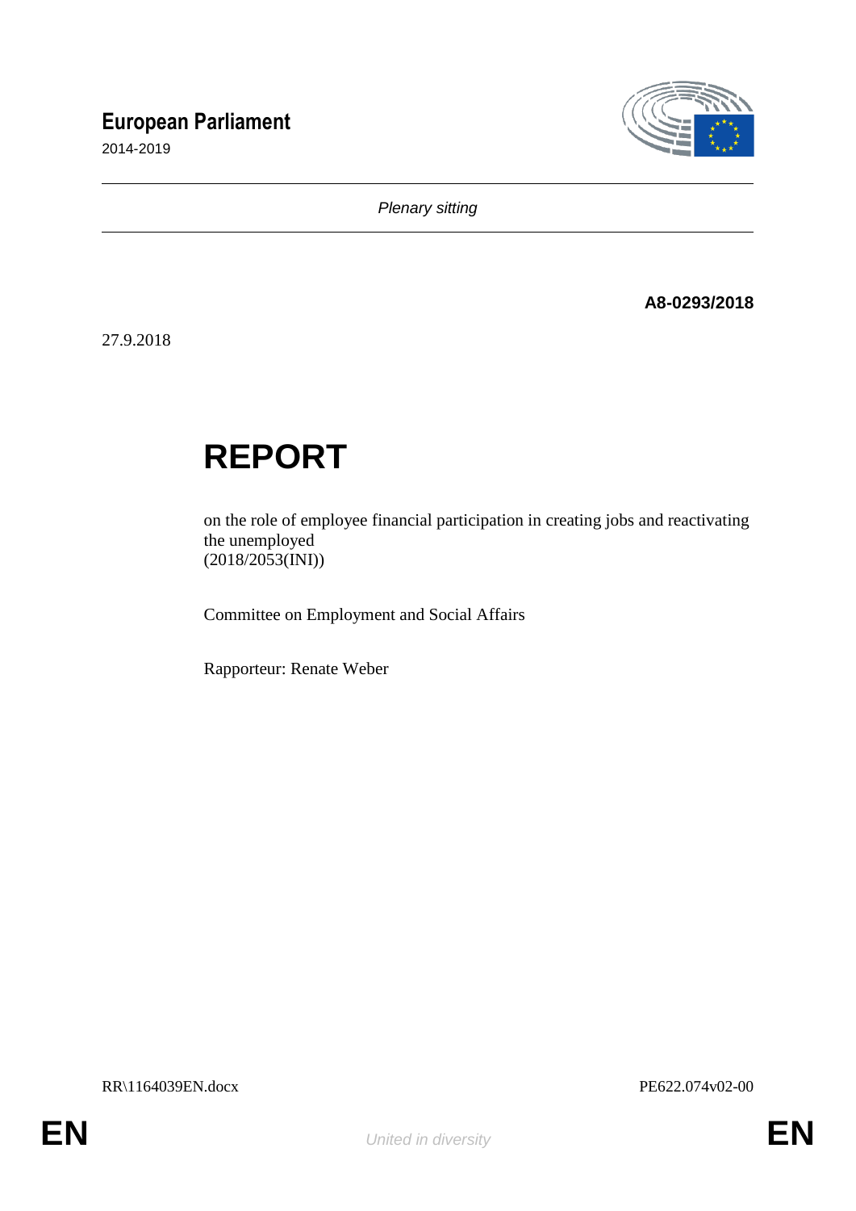**European Parliament**

2014-2019

*Plenary sitting*

**A8-0293/2018**

27.9.2018

# REPORT

on the role of employee financial participation in creating jobs and reactivating the unemployed
(2018/2053(INI))

Committee on Employment and Social Affairs

Rapporteur: Renate Weber

RR\1164039EN.docx PE622.074v02-00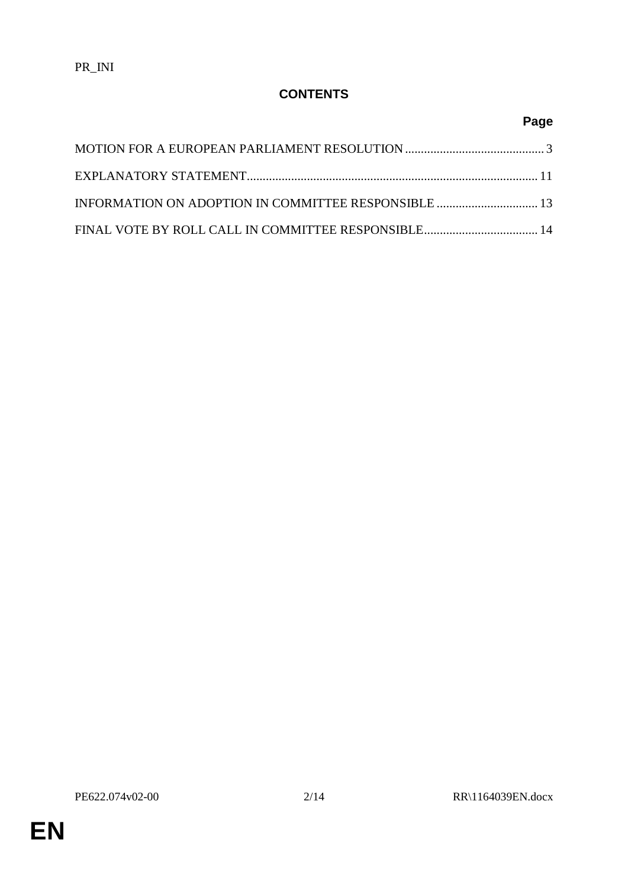PR_INI

## CONTENTS

| | Page |
|---|---|
| MOTION FOR A EUROPEAN PARLIAMENT RESOLUTION | 3 |
| EXPLANATORY STATEMENT | 11 |
| INFORMATION ON ADOPTION IN COMMITTEE RESPONSIBLE | 13 |
| FINAL VOTE BY ROLL CALL IN COMMITTEE RESPONSIBLE | 14 |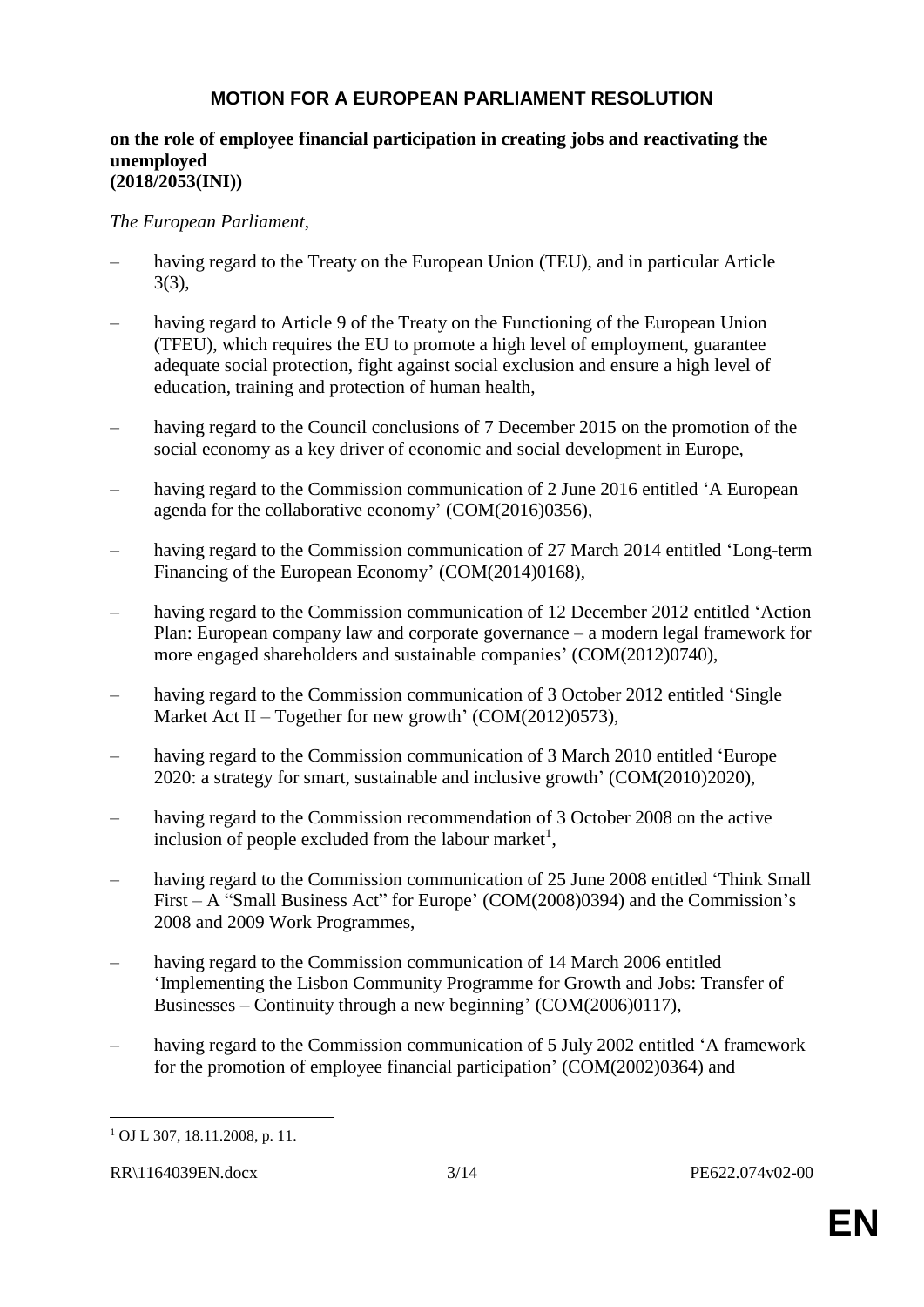# MOTION FOR A EUROPEAN PARLIAMENT RESOLUTION

**on the role of employee financial participation in creating jobs and reactivating the unemployed**
**(2018/2053(INI))**

*The European Parliament*,

– having regard to the Treaty on the European Union (TEU), and in particular Article 3(3),

– having regard to Article 9 of the Treaty on the Functioning of the European Union (TFEU), which requires the EU to promote a high level of employment, guarantee adequate social protection, fight against social exclusion and ensure a high level of education, training and protection of human health,

– having regard to the Council conclusions of 7 December 2015 on the promotion of the social economy as a key driver of economic and social development in Europe,

– having regard to the Commission communication of 2 June 2016 entitled 'A European agenda for the collaborative economy' (COM(2016)0356),

– having regard to the Commission communication of 27 March 2014 entitled 'Long-term Financing of the European Economy' (COM(2014)0168),

– having regard to the Commission communication of 12 December 2012 entitled 'Action Plan: European company law and corporate governance – a modern legal framework for more engaged shareholders and sustainable companies' (COM(2012)0740),

– having regard to the Commission communication of 3 October 2012 entitled 'Single Market Act II – Together for new growth' (COM(2012)0573),

– having regard to the Commission communication of 3 March 2010 entitled 'Europe 2020: a strategy for smart, sustainable and inclusive growth' (COM(2010)2020),

– having regard to the Commission recommendation of 3 October 2008 on the active inclusion of people excluded from the labour market[1],

– having regard to the Commission communication of 25 June 2008 entitled 'Think Small First – A "Small Business Act" for Europe' (COM(2008)0394) and the Commission's 2008 and 2009 Work Programmes,

– having regard to the Commission communication of 14 March 2006 entitled 'Implementing the Lisbon Community Programme for Growth and Jobs: Transfer of Businesses – Continuity through a new beginning' (COM(2006)0117),

– having regard to the Commission communication of 5 July 2002 entitled 'A framework for the promotion of employee financial participation' (COM(2002)0364) and

[1] OJ L 307, 18.11.2008, p. 11.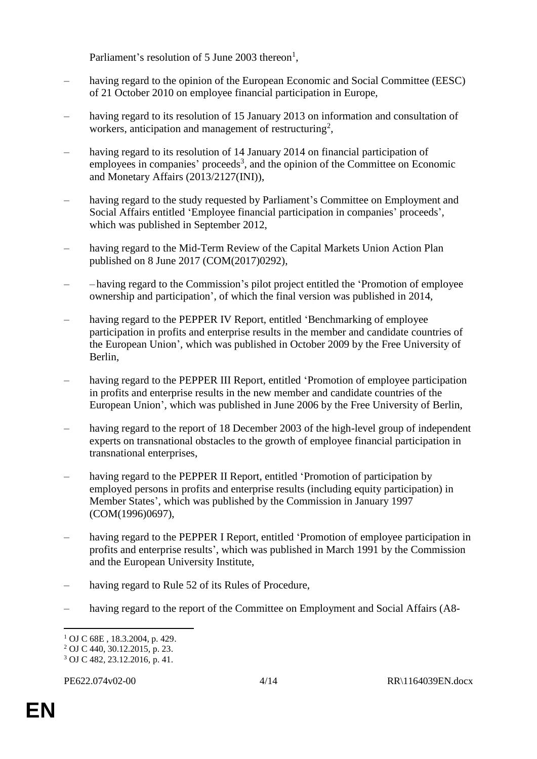Parliament's resolution of 5 June 2003 thereon[1],

– having regard to the opinion of the European Economic and Social Committee (EESC) of 21 October 2010 on employee financial participation in Europe,

– having regard to its resolution of 15 January 2013 on information and consultation of workers, anticipation and management of restructuring[2],

– having regard to its resolution of 14 January 2014 on financial participation of employees in companies' proceeds[3], and the opinion of the Committee on Economic and Monetary Affairs (2013/2127(INI)),

– having regard to the study requested by Parliament's Committee on Employment and Social Affairs entitled 'Employee financial participation in companies' proceeds', which was published in September 2012,

– having regard to the Mid-Term Review of the Capital Markets Union Action Plan published on 8 June 2017 (COM(2017)0292),

– – having regard to the Commission's pilot project entitled the 'Promotion of employee ownership and participation', of which the final version was published in 2014,

– having regard to the PEPPER IV Report, entitled 'Benchmarking of employee participation in profits and enterprise results in the member and candidate countries of the European Union', which was published in October 2009 by the Free University of Berlin,

– having regard to the PEPPER III Report, entitled 'Promotion of employee participation in profits and enterprise results in the new member and candidate countries of the European Union', which was published in June 2006 by the Free University of Berlin,

– having regard to the report of 18 December 2003 of the high-level group of independent experts on transnational obstacles to the growth of employee financial participation in transnational enterprises,

– having regard to the PEPPER II Report, entitled 'Promotion of participation by employed persons in profits and enterprise results (including equity participation) in Member States', which was published by the Commission in January 1997 (COM(1996)0697),

– having regard to the PEPPER I Report, entitled 'Promotion of employee participation in profits and enterprise results', which was published in March 1991 by the Commission and the European University Institute,

– having regard to Rule 52 of its Rules of Procedure,

– having regard to the report of the Committee on Employment and Social Affairs (A8-

[1] OJ C 68E , 18.3.2004, p. 429.
[2] OJ C 440, 30.12.2015, p. 23.
[3] OJ C 482, 23.12.2016, p. 41.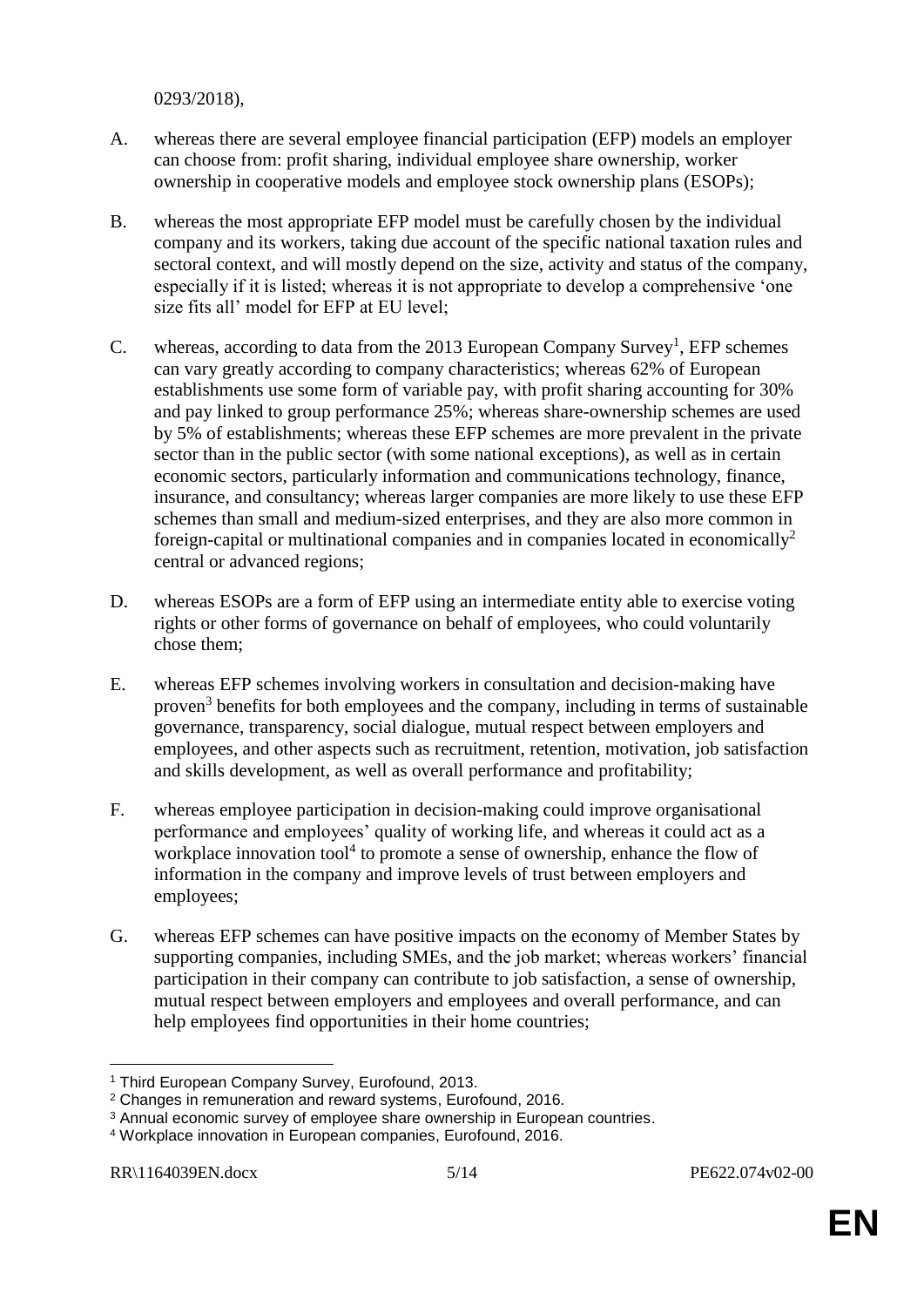0293/2018),

A. whereas there are several employee financial participation (EFP) models an employer can choose from: profit sharing, individual employee share ownership, worker ownership in cooperative models and employee stock ownership plans (ESOPs);

B. whereas the most appropriate EFP model must be carefully chosen by the individual company and its workers, taking due account of the specific national taxation rules and sectoral context, and will mostly depend on the size, activity and status of the company, especially if it is listed; whereas it is not appropriate to develop a comprehensive 'one size fits all' model for EFP at EU level;

C. whereas, according to data from the 2013 European Company Survey[1], EFP schemes can vary greatly according to company characteristics; whereas 62% of European establishments use some form of variable pay, with profit sharing accounting for 30% and pay linked to group performance 25%; whereas share-ownership schemes are used by 5% of establishments; whereas these EFP schemes are more prevalent in the private sector than in the public sector (with some national exceptions), as well as in certain economic sectors, particularly information and communications technology, finance, insurance, and consultancy; whereas larger companies are more likely to use these EFP schemes than small and medium-sized enterprises, and they are also more common in foreign-capital or multinational companies and in companies located in economically[2] central or advanced regions;

D. whereas ESOPs are a form of EFP using an intermediate entity able to exercise voting rights or other forms of governance on behalf of employees, who could voluntarily chose them;

E. whereas EFP schemes involving workers in consultation and decision-making have proven[3] benefits for both employees and the company, including in terms of sustainable governance, transparency, social dialogue, mutual respect between employers and employees, and other aspects such as recruitment, retention, motivation, job satisfaction and skills development, as well as overall performance and profitability;

F. whereas employee participation in decision-making could improve organisational performance and employees' quality of working life, and whereas it could act as a workplace innovation tool[4] to promote a sense of ownership, enhance the flow of information in the company and improve levels of trust between employers and employees;

G. whereas EFP schemes can have positive impacts on the economy of Member States by supporting companies, including SMEs, and the job market; whereas workers' financial participation in their company can contribute to job satisfaction, a sense of ownership, mutual respect between employers and employees and overall performance, and can help employees find opportunities in their home countries;

---

[1] Third European Company Survey, Eurofound, 2013.

[2] Changes in remuneration and reward systems, Eurofound, 2016.

[3] Annual economic survey of employee share ownership in European countries.

[4] Workplace innovation in European companies, Eurofound, 2016.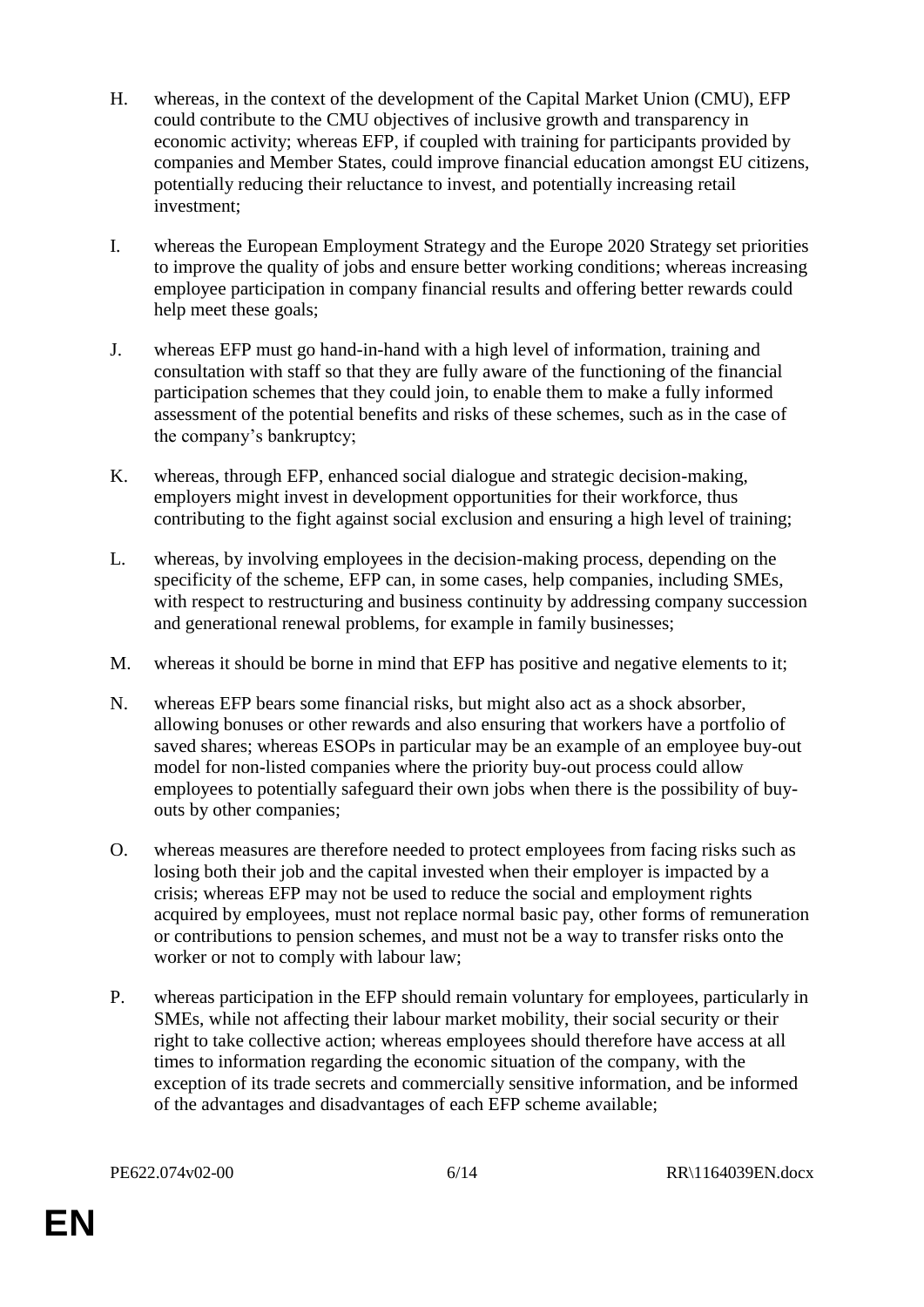H. whereas, in the context of the development of the Capital Market Union (CMU), EFP could contribute to the CMU objectives of inclusive growth and transparency in economic activity; whereas EFP, if coupled with training for participants provided by companies and Member States, could improve financial education amongst EU citizens, potentially reducing their reluctance to invest, and potentially increasing retail investment;

I. whereas the European Employment Strategy and the Europe 2020 Strategy set priorities to improve the quality of jobs and ensure better working conditions; whereas increasing employee participation in company financial results and offering better rewards could help meet these goals;

J. whereas EFP must go hand-in-hand with a high level of information, training and consultation with staff so that they are fully aware of the functioning of the financial participation schemes that they could join, to enable them to make a fully informed assessment of the potential benefits and risks of these schemes, such as in the case of the company's bankruptcy;

K. whereas, through EFP, enhanced social dialogue and strategic decision-making, employers might invest in development opportunities for their workforce, thus contributing to the fight against social exclusion and ensuring a high level of training;

L. whereas, by involving employees in the decision-making process, depending on the specificity of the scheme, EFP can, in some cases, help companies, including SMEs, with respect to restructuring and business continuity by addressing company succession and generational renewal problems, for example in family businesses;

M. whereas it should be borne in mind that EFP has positive and negative elements to it;

N. whereas EFP bears some financial risks, but might also act as a shock absorber, allowing bonuses or other rewards and also ensuring that workers have a portfolio of saved shares; whereas ESOPs in particular may be an example of an employee buy-out model for non-listed companies where the priority buy-out process could allow employees to potentially safeguard their own jobs when there is the possibility of buy-outs by other companies;

O. whereas measures are therefore needed to protect employees from facing risks such as losing both their job and the capital invested when their employer is impacted by a crisis; whereas EFP may not be used to reduce the social and employment rights acquired by employees, must not replace normal basic pay, other forms of remuneration or contributions to pension schemes, and must not be a way to transfer risks onto the worker or not to comply with labour law;

P. whereas participation in the EFP should remain voluntary for employees, particularly in SMEs, while not affecting their labour market mobility, their social security or their right to take collective action; whereas employees should therefore have access at all times to information regarding the economic situation of the company, with the exception of its trade secrets and commercially sensitive information, and be informed of the advantages and disadvantages of each EFP scheme available;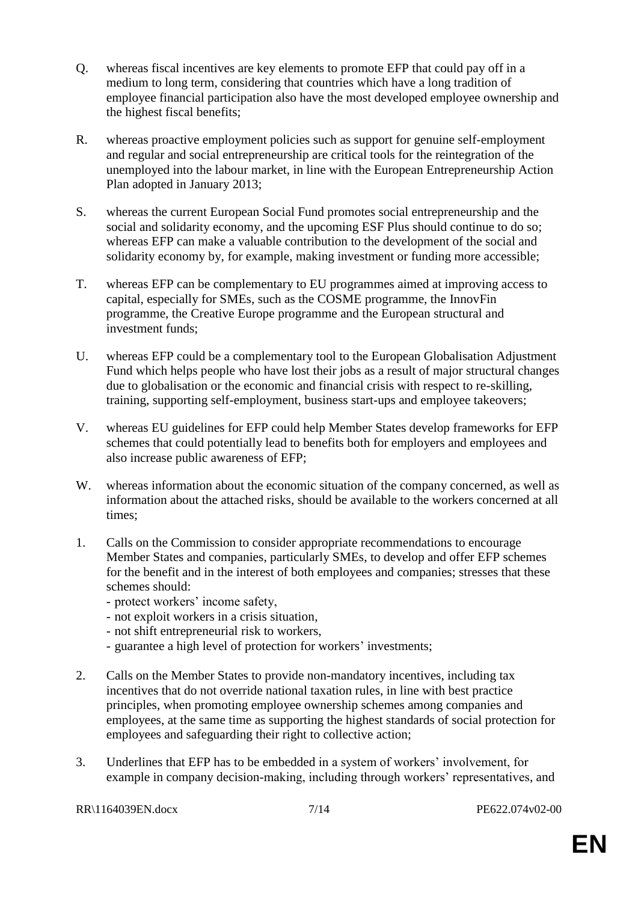Q. whereas fiscal incentives are key elements to promote EFP that could pay off in a medium to long term, considering that countries which have a long tradition of employee financial participation also have the most developed employee ownership and the highest fiscal benefits;

R. whereas proactive employment policies such as support for genuine self-employment and regular and social entrepreneurship are critical tools for the reintegration of the unemployed into the labour market, in line with the European Entrepreneurship Action Plan adopted in January 2013;

S. whereas the current European Social Fund promotes social entrepreneurship and the social and solidarity economy, and the upcoming ESF Plus should continue to do so; whereas EFP can make a valuable contribution to the development of the social and solidarity economy by, for example, making investment or funding more accessible;

T. whereas EFP can be complementary to EU programmes aimed at improving access to capital, especially for SMEs, such as the COSME programme, the InnovFin programme, the Creative Europe programme and the European structural and investment funds;

U. whereas EFP could be a complementary tool to the European Globalisation Adjustment Fund which helps people who have lost their jobs as a result of major structural changes due to globalisation or the economic and financial crisis with respect to re-skilling, training, supporting self-employment, business start-ups and employee takeovers;

V. whereas EU guidelines for EFP could help Member States develop frameworks for EFP schemes that could potentially lead to benefits both for employers and employees and also increase public awareness of EFP;

W. whereas information about the economic situation of the company concerned, as well as information about the attached risks, should be available to the workers concerned at all times;

1. Calls on the Commission to consider appropriate recommendations to encourage Member States and companies, particularly SMEs, to develop and offer EFP schemes for the benefit and in the interest of both employees and companies; stresses that these schemes should:
   - protect workers' income safety,
   - not exploit workers in a crisis situation,
   - not shift entrepreneurial risk to workers,
   - guarantee a high level of protection for workers' investments;

2. Calls on the Member States to provide non-mandatory incentives, including tax incentives that do not override national taxation rules, in line with best practice principles, when promoting employee ownership schemes among companies and employees, at the same time as supporting the highest standards of social protection for employees and safeguarding their right to collective action;

3. Underlines that EFP has to be embedded in a system of workers' involvement, for example in company decision-making, including through workers' representatives, and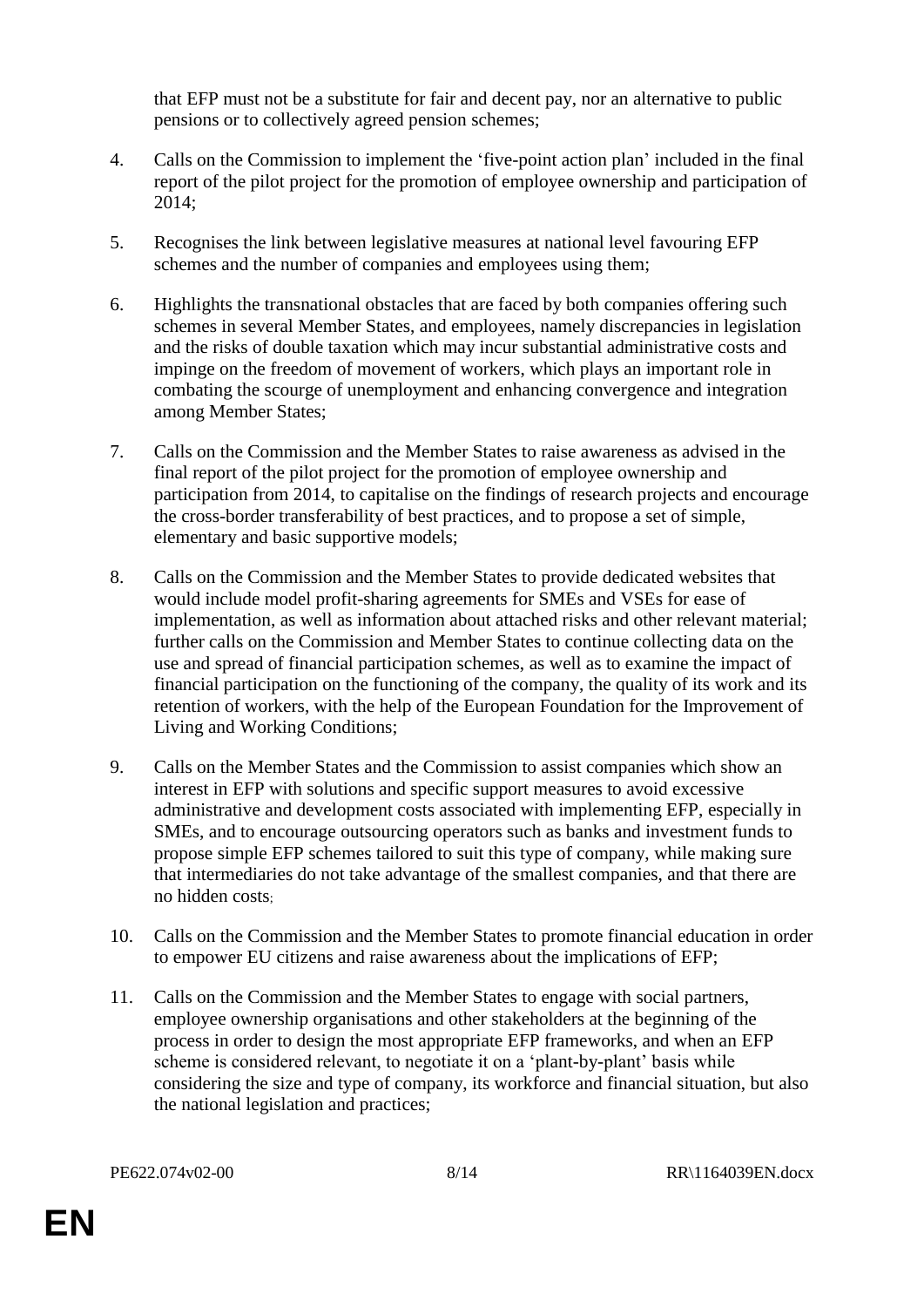that EFP must not be a substitute for fair and decent pay, nor an alternative to public pensions or to collectively agreed pension schemes;

4. Calls on the Commission to implement the ‘five-point action plan’ included in the final report of the pilot project for the promotion of employee ownership and participation of 2014;

5. Recognises the link between legislative measures at national level favouring EFP schemes and the number of companies and employees using them;

6. Highlights the transnational obstacles that are faced by both companies offering such schemes in several Member States, and employees, namely discrepancies in legislation and the risks of double taxation which may incur substantial administrative costs and impinge on the freedom of movement of workers, which plays an important role in combating the scourge of unemployment and enhancing convergence and integration among Member States;

7. Calls on the Commission and the Member States to raise awareness as advised in the final report of the pilot project for the promotion of employee ownership and participation from 2014, to capitalise on the findings of research projects and encourage the cross-border transferability of best practices, and to propose a set of simple, elementary and basic supportive models;

8. Calls on the Commission and the Member States to provide dedicated websites that would include model profit-sharing agreements for SMEs and VSEs for ease of implementation, as well as information about attached risks and other relevant material; further calls on the Commission and Member States to continue collecting data on the use and spread of financial participation schemes, as well as to examine the impact of financial participation on the functioning of the company, the quality of its work and its retention of workers, with the help of the European Foundation for the Improvement of Living and Working Conditions;

9. Calls on the Member States and the Commission to assist companies which show an interest in EFP with solutions and specific support measures to avoid excessive administrative and development costs associated with implementing EFP, especially in SMEs, and to encourage outsourcing operators such as banks and investment funds to propose simple EFP schemes tailored to suit this type of company, while making sure that intermediaries do not take advantage of the smallest companies, and that there are no hidden costs;

10. Calls on the Commission and the Member States to promote financial education in order to empower EU citizens and raise awareness about the implications of EFP;

11. Calls on the Commission and the Member States to engage with social partners, employee ownership organisations and other stakeholders at the beginning of the process in order to design the most appropriate EFP frameworks, and when an EFP scheme is considered relevant, to negotiate it on a ‘plant-by-plant’ basis while considering the size and type of company, its workforce and financial situation, but also the national legislation and practices;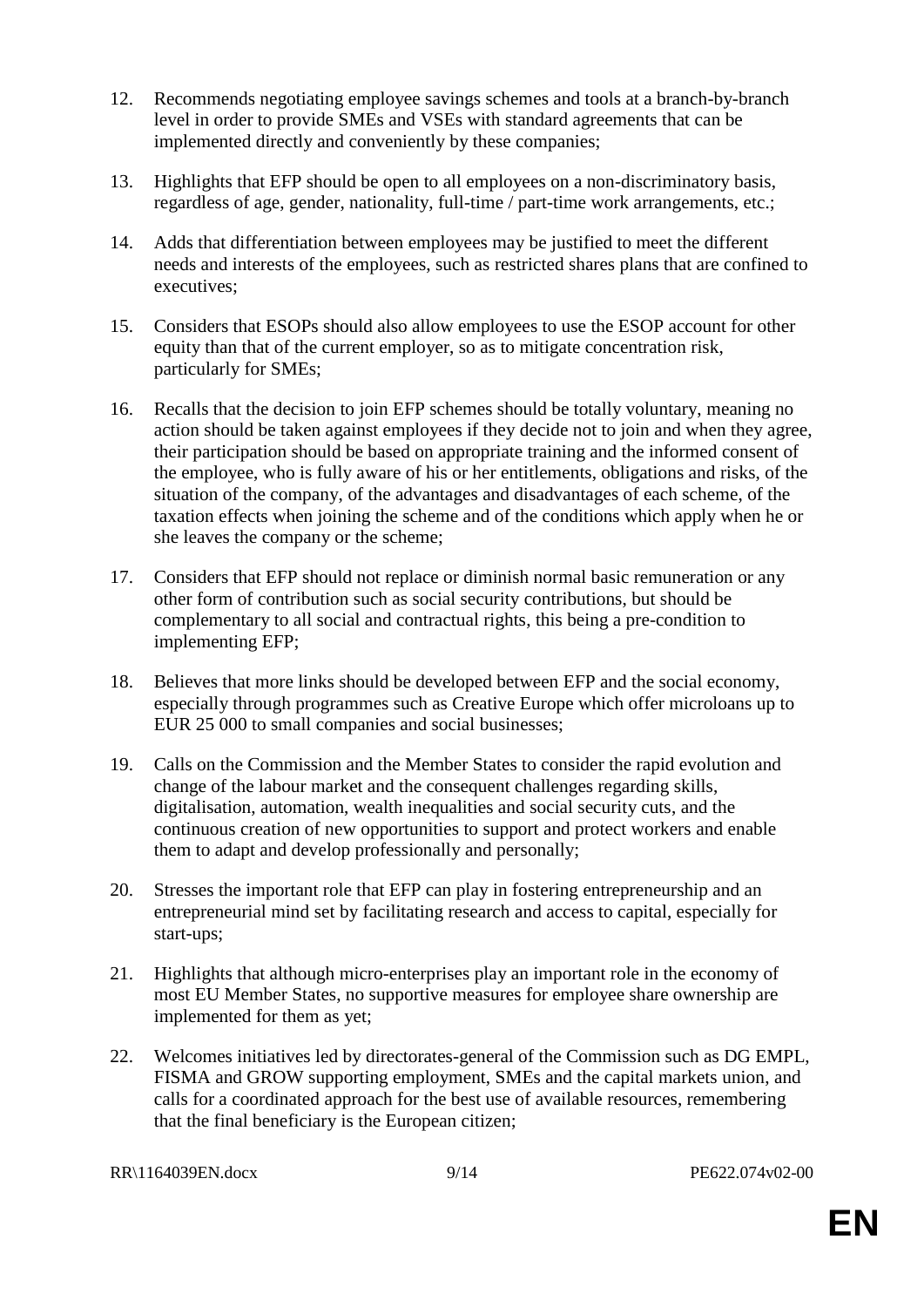12. Recommends negotiating employee savings schemes and tools at a branch-by-branch level in order to provide SMEs and VSEs with standard agreements that can be implemented directly and conveniently by these companies;

13. Highlights that EFP should be open to all employees on a non-discriminatory basis, regardless of age, gender, nationality, full-time / part-time work arrangements, etc.;

14. Adds that differentiation between employees may be justified to meet the different needs and interests of the employees, such as restricted shares plans that are confined to executives;

15. Considers that ESOPs should also allow employees to use the ESOP account for other equity than that of the current employer, so as to mitigate concentration risk, particularly for SMEs;

16. Recalls that the decision to join EFP schemes should be totally voluntary, meaning no action should be taken against employees if they decide not to join and when they agree, their participation should be based on appropriate training and the informed consent of the employee, who is fully aware of his or her entitlements, obligations and risks, of the situation of the company, of the advantages and disadvantages of each scheme, of the taxation effects when joining the scheme and of the conditions which apply when he or she leaves the company or the scheme;

17. Considers that EFP should not replace or diminish normal basic remuneration or any other form of contribution such as social security contributions, but should be complementary to all social and contractual rights, this being a pre-condition to implementing EFP;

18. Believes that more links should be developed between EFP and the social economy, especially through programmes such as Creative Europe which offer microloans up to EUR 25 000 to small companies and social businesses;

19. Calls on the Commission and the Member States to consider the rapid evolution and change of the labour market and the consequent challenges regarding skills, digitalisation, automation, wealth inequalities and social security cuts, and the continuous creation of new opportunities to support and protect workers and enable them to adapt and develop professionally and personally;

20. Stresses the important role that EFP can play in fostering entrepreneurship and an entrepreneurial mind set by facilitating research and access to capital, especially for start-ups;

21. Highlights that although micro-enterprises play an important role in the economy of most EU Member States, no supportive measures for employee share ownership are implemented for them as yet;

22. Welcomes initiatives led by directorates-general of the Commission such as DG EMPL, FISMA and GROW supporting employment, SMEs and the capital markets union, and calls for a coordinated approach for the best use of available resources, remembering that the final beneficiary is the European citizen;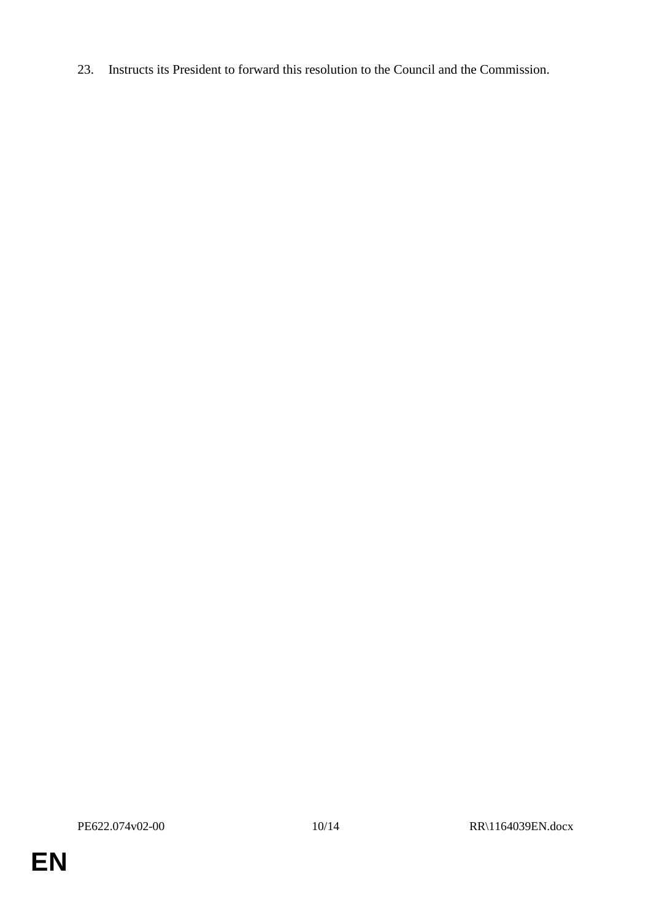23. Instructs its President to forward this resolution to the Council and the Commission.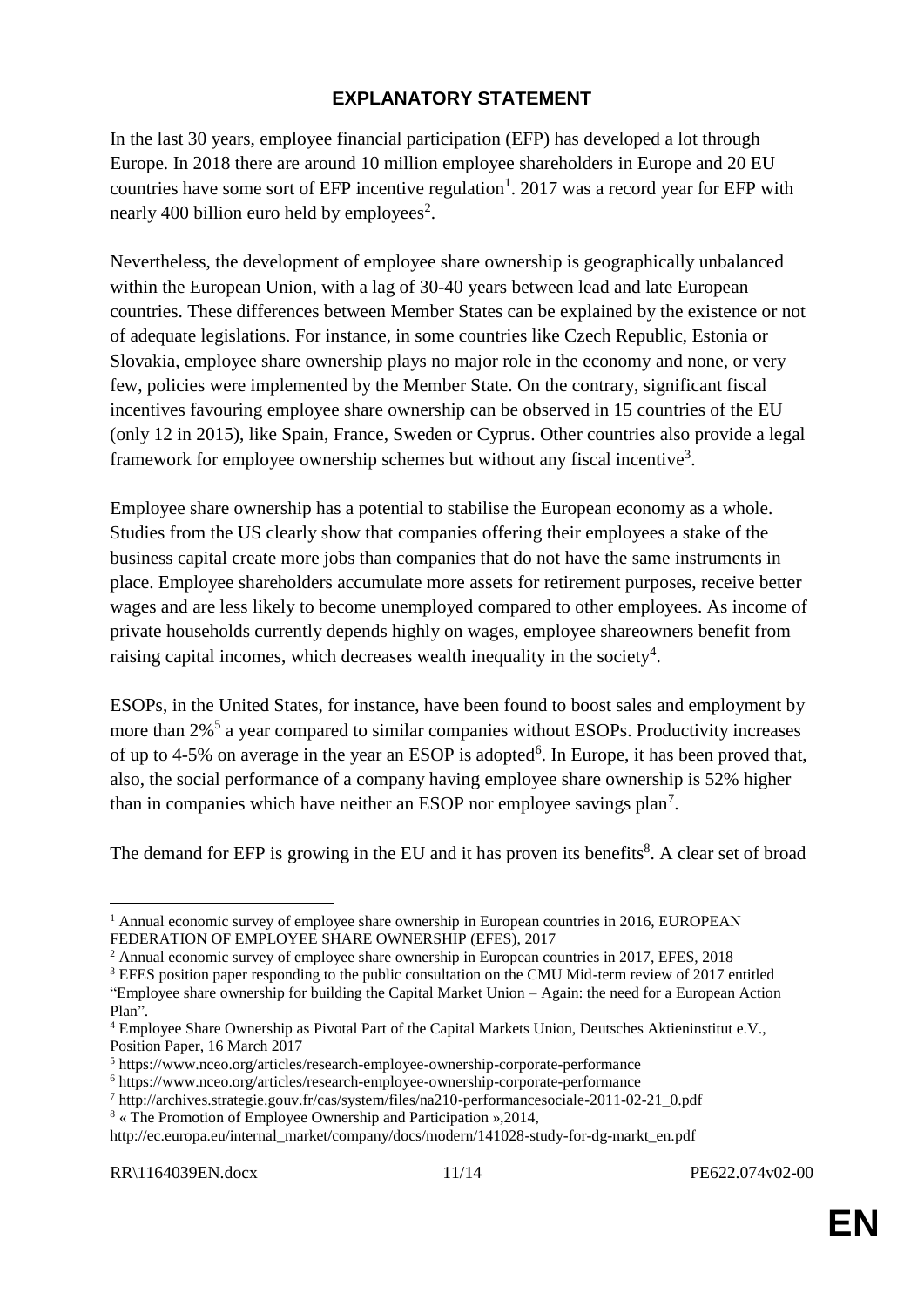## EXPLANATORY STATEMENT

In the last 30 years, employee financial participation (EFP) has developed a lot through Europe. In 2018 there are around 10 million employee shareholders in Europe and 20 EU countries have some sort of EFP incentive regulation[1]. 2017 was a record year for EFP with nearly 400 billion euro held by employees[2].

Nevertheless, the development of employee share ownership is geographically unbalanced within the European Union, with a lag of 30-40 years between lead and late European countries. These differences between Member States can be explained by the existence or not of adequate legislations. For instance, in some countries like Czech Republic, Estonia or Slovakia, employee share ownership plays no major role in the economy and none, or very few, policies were implemented by the Member State. On the contrary, significant fiscal incentives favouring employee share ownership can be observed in 15 countries of the EU (only 12 in 2015), like Spain, France, Sweden or Cyprus. Other countries also provide a legal framework for employee ownership schemes but without any fiscal incentive[3].

Employee share ownership has a potential to stabilise the European economy as a whole. Studies from the US clearly show that companies offering their employees a stake of the business capital create more jobs than companies that do not have the same instruments in place. Employee shareholders accumulate more assets for retirement purposes, receive better wages and are less likely to become unemployed compared to other employees. As income of private households currently depends highly on wages, employee shareowners benefit from raising capital incomes, which decreases wealth inequality in the society[4].

ESOPs, in the United States, for instance, have been found to boost sales and employment by more than 2%[5] a year compared to similar companies without ESOPs. Productivity increases of up to 4-5% on average in the year an ESOP is adopted[6]. In Europe, it has been proved that, also, the social performance of a company having employee share ownership is 52% higher than in companies which have neither an ESOP nor employee savings plan[7].

The demand for EFP is growing in the EU and it has proven its benefits[8]. A clear set of broad

---

[1] Annual economic survey of employee share ownership in European countries in 2016, EUROPEAN FEDERATION OF EMPLOYEE SHARE OWNERSHIP (EFES), 2017

[2] Annual economic survey of employee share ownership in European countries in 2017, EFES, 2018

[3] EFES position paper responding to the public consultation on the CMU Mid-term review of 2017 entitled "Employee share ownership for building the Capital Market Union – Again: the need for a European Action Plan".

[4] Employee Share Ownership as Pivotal Part of the Capital Markets Union, Deutsches Aktieninstitut e.V., Position Paper, 16 March 2017

[5] https://www.nceo.org/articles/research-employee-ownership-corporate-performance

[6] https://www.nceo.org/articles/research-employee-ownership-corporate-performance

[7] http://archives.strategie.gouv.fr/cas/system/files/na210-performancesociale-2011-02-21_0.pdf

[8] « The Promotion of Employee Ownership and Participation »,2014, http://ec.europa.eu/internal_market/company/docs/modern/141028-study-for-dg-markt_en.pdf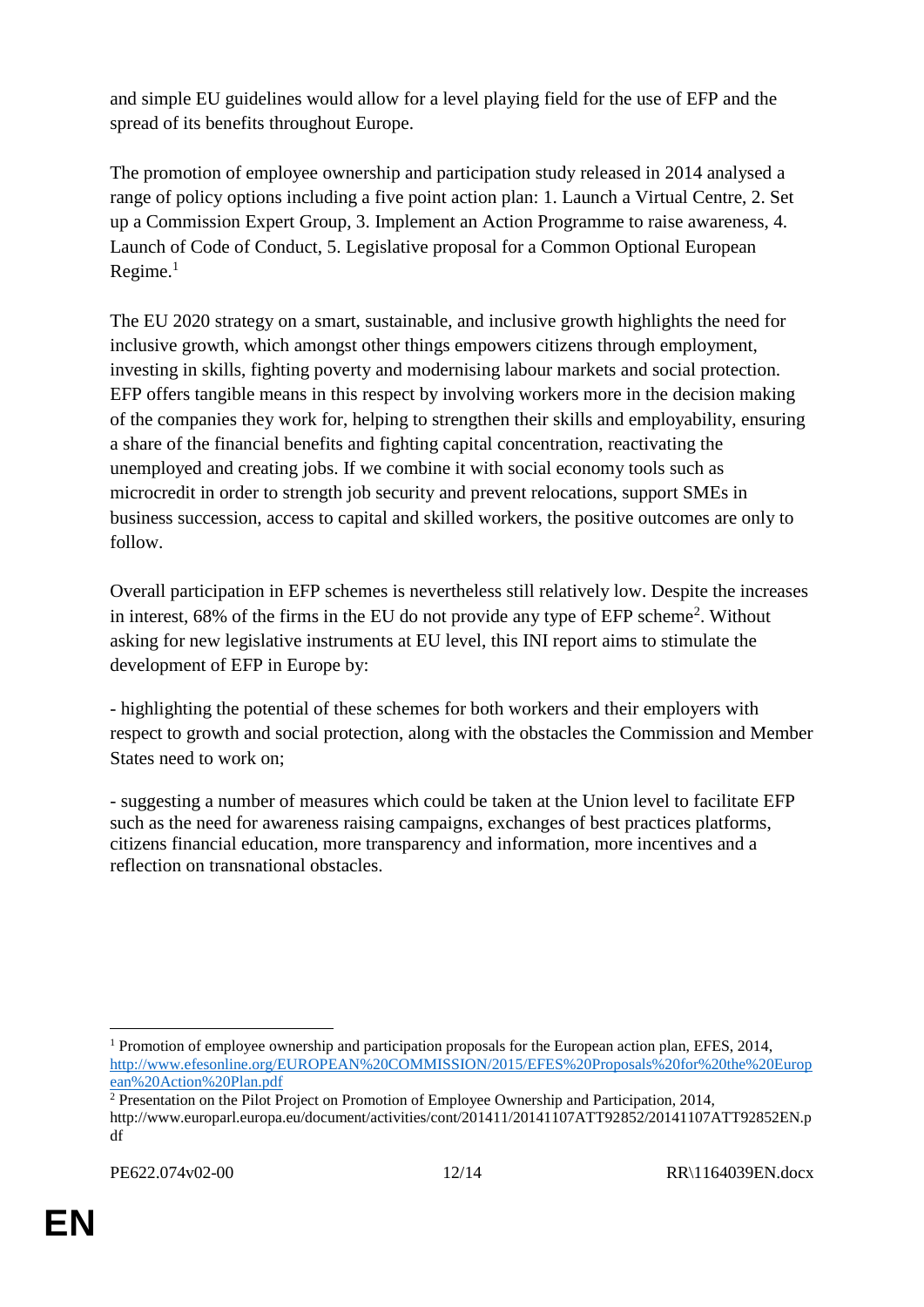and simple EU guidelines would allow for a level playing field for the use of EFP and the spread of its benefits throughout Europe.

The promotion of employee ownership and participation study released in 2014 analysed a range of policy options including a five point action plan: 1. Launch a Virtual Centre, 2. Set up a Commission Expert Group, 3. Implement an Action Programme to raise awareness, 4. Launch of Code of Conduct, 5. Legislative proposal for a Common Optional European Regime.[1]

The EU 2020 strategy on a smart, sustainable, and inclusive growth highlights the need for inclusive growth, which amongst other things empowers citizens through employment, investing in skills, fighting poverty and modernising labour markets and social protection. EFP offers tangible means in this respect by involving workers more in the decision making of the companies they work for, helping to strengthen their skills and employability, ensuring a share of the financial benefits and fighting capital concentration, reactivating the unemployed and creating jobs. If we combine it with social economy tools such as microcredit in order to strength job security and prevent relocations, support SMEs in business succession, access to capital and skilled workers, the positive outcomes are only to follow.

Overall participation in EFP schemes is nevertheless still relatively low. Despite the increases in interest, 68% of the firms in the EU do not provide any type of EFP scheme[2]. Without asking for new legislative instruments at EU level, this INI report aims to stimulate the development of EFP in Europe by:

- highlighting the potential of these schemes for both workers and their employers with respect to growth and social protection, along with the obstacles the Commission and Member States need to work on;

- suggesting a number of measures which could be taken at the Union level to facilitate EFP such as the need for awareness raising campaigns, exchanges of best practices platforms, citizens financial education, more transparency and information, more incentives and a reflection on transnational obstacles.

---

[1] Promotion of employee ownership and participation proposals for the European action plan, EFES, 2014, http://www.efesonline.org/EUROPEAN%20COMMISSION/2015/EFES%20Proposals%20for%20the%20European%20Action%20Plan.pdf

[2] Presentation on the Pilot Project on Promotion of Employee Ownership and Participation, 2014, http://www.europarl.europa.eu/document/activities/cont/201411/20141107ATT92852/20141107ATT92852EN.pdf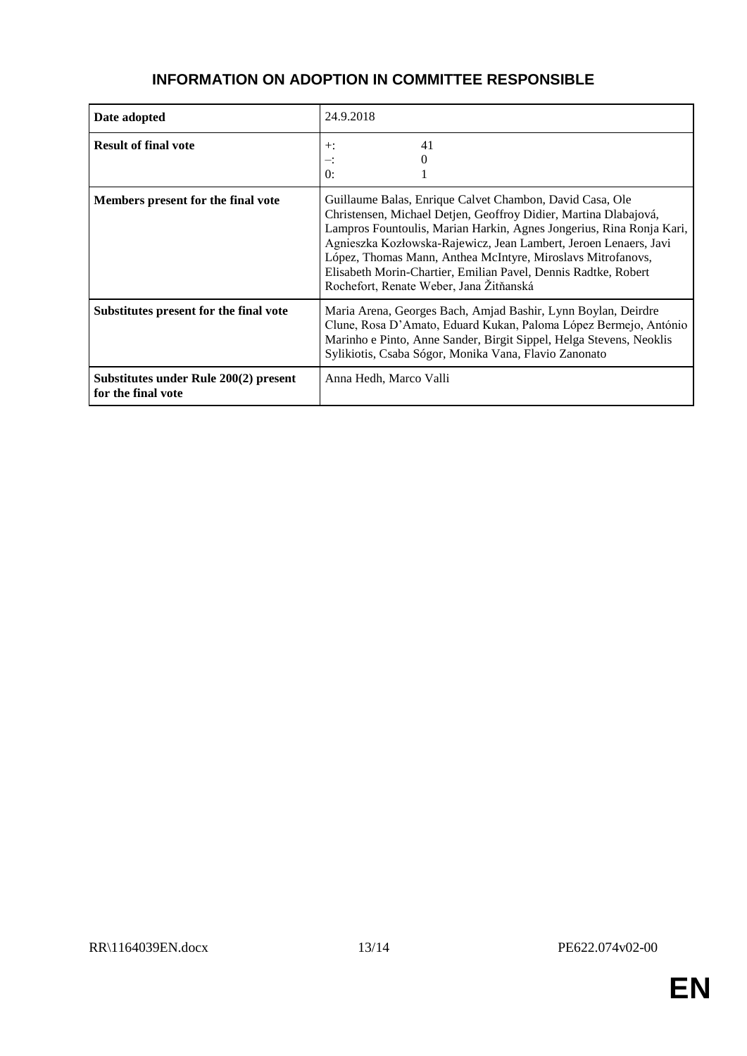## INFORMATION ON ADOPTION IN COMMITTEE RESPONSIBLE

| | |
|---|---|
| **Date adopted** | 24.9.2018 |
| **Result of final vote** | +: 41<br>–: 0<br>0: 1 |
| **Members present for the final vote** | Guillaume Balas, Enrique Calvet Chambon, David Casa, Ole Christensen, Michael Detjen, Geoffroy Didier, Martina Dlabajová, Lampros Fountoulis, Marian Harkin, Agnes Jongerius, Rina Ronja Kari, Agnieszka Kozłowska-Rajewicz, Jean Lambert, Jeroen Lenaers, Javi López, Thomas Mann, Anthea McIntyre, Miroslavs Mitrofanovs, Elisabeth Morin-Chartier, Emilian Pavel, Dennis Radtke, Robert Rochefort, Renate Weber, Jana Žitňanská |
| **Substitutes present for the final vote** | Maria Arena, Georges Bach, Amjad Bashir, Lynn Boylan, Deirdre Clune, Rosa D'Amato, Eduard Kukan, Paloma López Bermejo, António Marinho e Pinto, Anne Sander, Birgit Sippel, Helga Stevens, Neoklis Sylikiotis, Csaba Sógor, Monika Vana, Flavio Zanonato |
| **Substitutes under Rule 200(2) present for the final vote** | Anna Hedh, Marco Valli |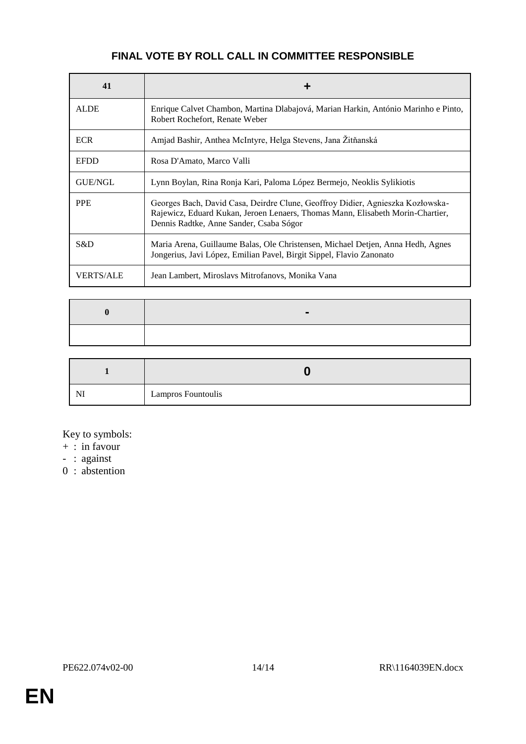## FINAL VOTE BY ROLL CALL IN COMMITTEE RESPONSIBLE

| 41 | + |
|---|---|
| ALDE | Enrique Calvet Chambon, Martina Dlabajová, Marian Harkin, António Marinho e Pinto, Robert Rochefort, Renate Weber |
| ECR | Amjad Bashir, Anthea McIntyre, Helga Stevens, Jana Žitňanská |
| EFDD | Rosa D'Amato, Marco Valli |
| GUE/NGL | Lynn Boylan, Rina Ronja Kari, Paloma López Bermejo, Neoklis Sylikiotis |
| PPE | Georges Bach, David Casa, Deirdre Clune, Geoffroy Didier, Agnieszka Kozłowska-Rajewicz, Eduard Kukan, Jeroen Lenaers, Thomas Mann, Elisabeth Morin-Chartier, Dennis Radtke, Anne Sander, Csaba Sógor |
| S&D | Maria Arena, Guillaume Balas, Ole Christensen, Michael Detjen, Anna Hedh, Agnes Jongerius, Javi López, Emilian Pavel, Birgit Sippel, Flavio Zanonato |
| VERTS/ALE | Jean Lambert, Miroslavs Mitrofanovs, Monika Vana |

| 0 | - |
|---|---|
| | |

| 1 | 0 |
|---|---|
| NI | Lampros Fountoulis |

Key to symbols:
+ : in favour
- : against
0 : abstention